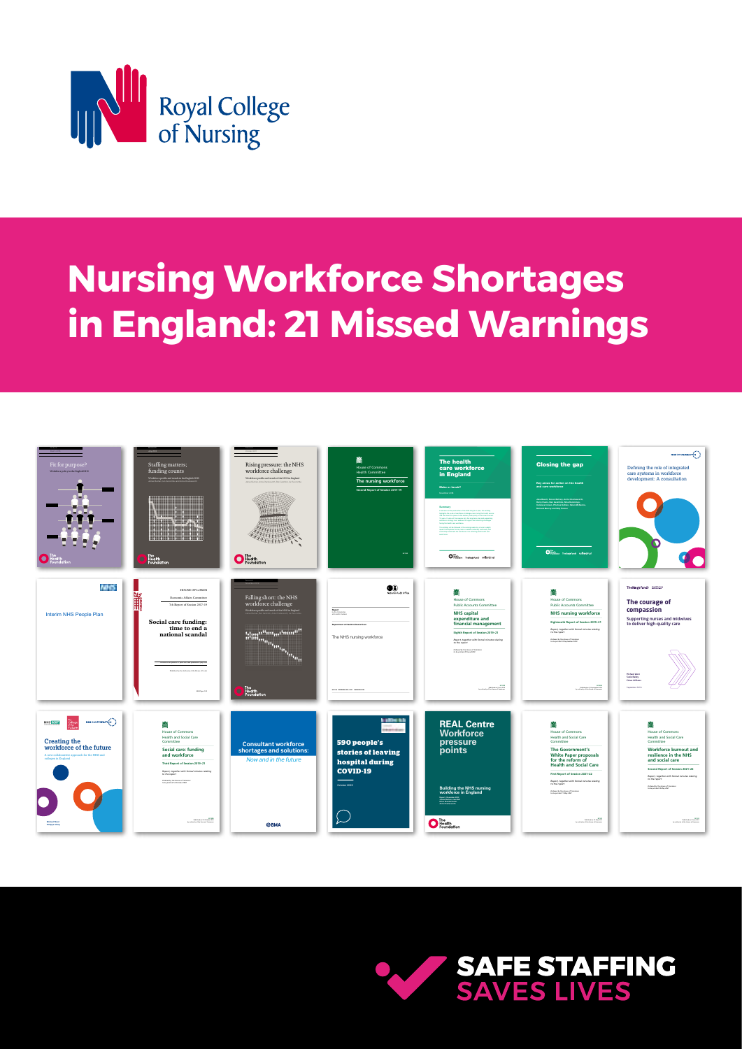Royal College of Nursing

# Nursing Workforce Shortages in England: 21 Missed Warnings

SAFE STAFFING SAVES LIVES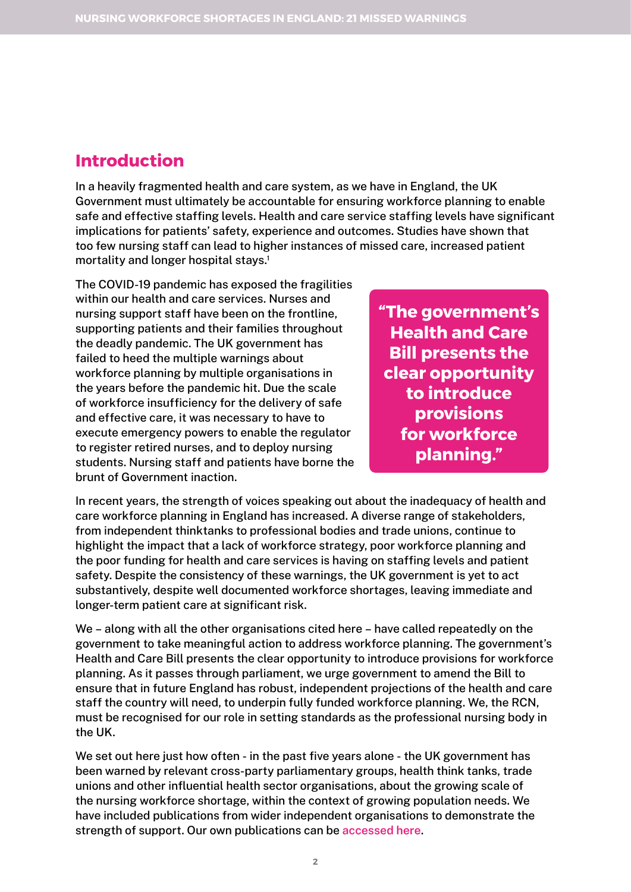## Introduction

In a heavily fragmented health and care system, as we have in England, the UK Government must ultimately be accountable for ensuring workforce planning to enable safe and effective staffing levels. Health and care service staffing levels have significant implications for patients' safety, experience and outcomes. Studies have shown that too few nursing staff can lead to higher instances of missed care, increased patient mortality and longer hospital stays.[1]

The COVID-19 pandemic has exposed the fragilities within our health and care services. Nurses and nursing support staff have been on the frontline, supporting patients and their families throughout the deadly pandemic. The UK government has failed to heed the multiple warnings about workforce planning by multiple organisations in the years before the pandemic hit. Due the scale of workforce insufficiency for the delivery of safe and effective care, it was necessary to have to execute emergency powers to enable the regulator to register retired nurses, and to deploy nursing students. Nursing staff and patients have borne the brunt of Government inaction.

> **"The government's Health and Care Bill presents the clear opportunity to introduce provisions for workforce planning."**

In recent years, the strength of voices speaking out about the inadequacy of health and care workforce planning in England has increased. A diverse range of stakeholders, from independent thinktanks to professional bodies and trade unions, continue to highlight the impact that a lack of workforce strategy, poor workforce planning and the poor funding for health and care services is having on staffing levels and patient safety. Despite the consistency of these warnings, the UK government is yet to act substantively, despite well documented workforce shortages, leaving immediate and longer-term patient care at significant risk.

We – along with all the other organisations cited here – have called repeatedly on the government to take meaningful action to address workforce planning. The government's Health and Care Bill presents the clear opportunity to introduce provisions for workforce planning. As it passes through parliament, we urge government to amend the Bill to ensure that in future England has robust, independent projections of the health and care staff the country will need, to underpin fully funded workforce planning. We, the RCN, must be recognised for our role in setting standards as the professional nursing body in the UK.

We set out here just how often - in the past five years alone - the UK government has been warned by relevant cross-party parliamentary groups, health think tanks, trade unions and other influential health sector organisations, about the growing scale of the nursing workforce shortage, within the context of growing population needs. We have included publications from wider independent organisations to demonstrate the strength of support. Our own publications can be accessed here.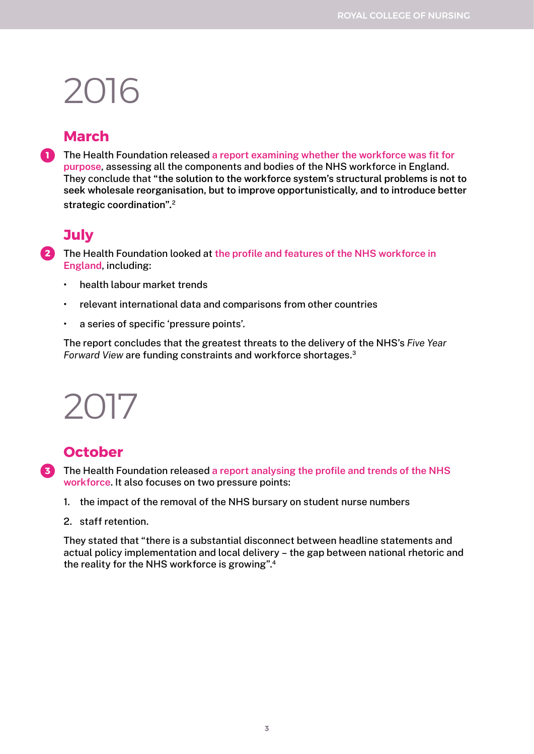# 2016

## March

1. The Health Foundation released a report examining whether the workforce was fit for purpose, assessing all the components and bodies of the NHS workforce in England. They conclude that **"the solution to the workforce system's structural problems is not to seek wholesale reorganisation, but to improve opportunistically, and to introduce better strategic coordination"**.[2]

## July

2. The Health Foundation looked at the profile and features of the NHS workforce in England, including:

- health labour market trends
- relevant international data and comparisons from other countries
- a series of specific 'pressure points'.

The report concludes that the greatest threats to the delivery of the NHS's *Five Year Forward View* are funding constraints and workforce shortages.[3]

# 2017

## October

3. The Health Foundation released a report analysing the profile and trends of the NHS workforce. It also focuses on two pressure points:

1. the impact of the removal of the NHS bursary on student nurse numbers
2. staff retention.

They stated that "there is a substantial disconnect between headline statements and actual policy implementation and local delivery – the gap between national rhetoric and the reality for the NHS workforce is growing".[4]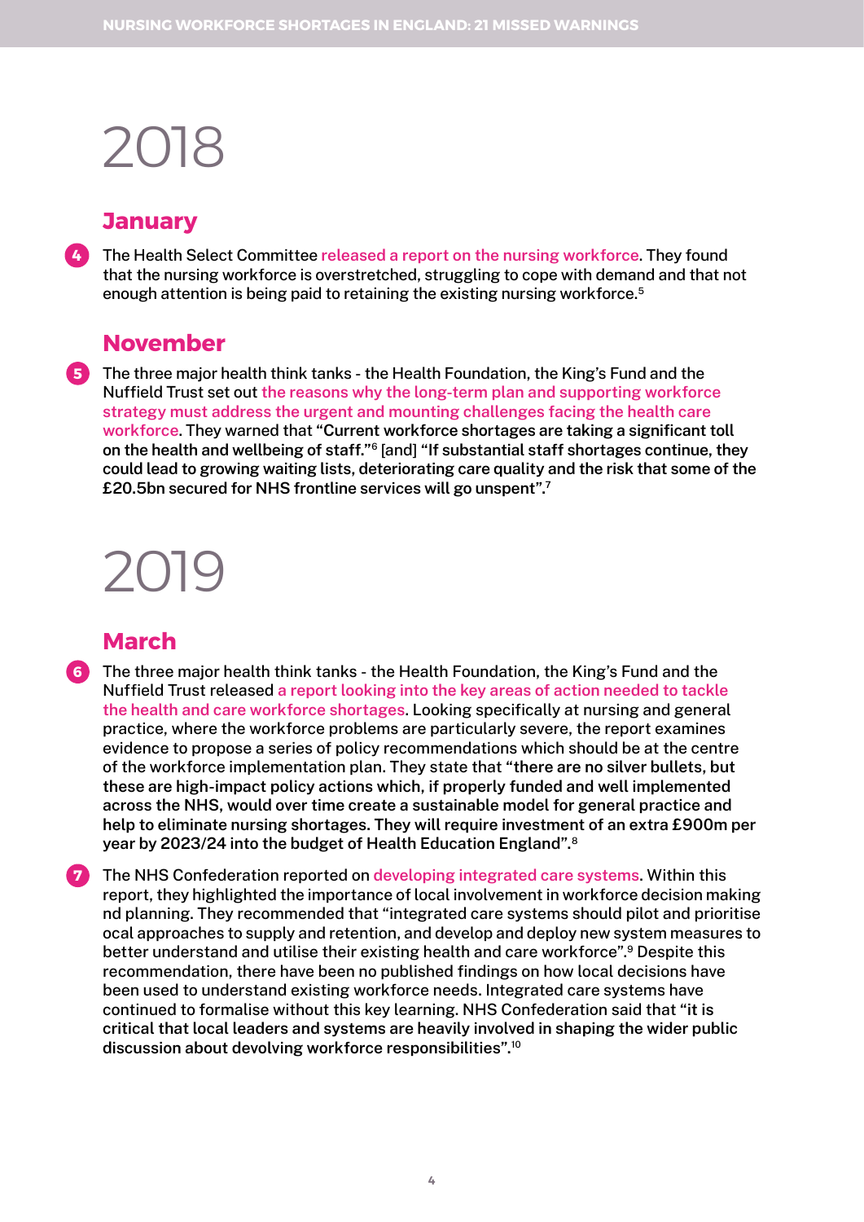# 2018

## January

4. The Health Select Committee released a report on the nursing workforce. They found that the nursing workforce is overstretched, struggling to cope with demand and that not enough attention is being paid to retaining the existing nursing workforce.[5]

## November

5. The three major health think tanks - the Health Foundation, the King's Fund and the Nuffield Trust set out the reasons why the long-term plan and supporting workforce strategy must address the urgent and mounting challenges facing the health care workforce. They warned that **"Current workforce shortages are taking a significant toll on the health and wellbeing of staff."**[6] [and] **"If substantial staff shortages continue, they could lead to growing waiting lists, deteriorating care quality and the risk that some of the £20.5bn secured for NHS frontline services will go unspent".**[7]

# 2019

## March

6. The three major health think tanks - the Health Foundation, the King's Fund and the Nuffield Trust released a report looking into the key areas of action needed to tackle the health and care workforce shortages. Looking specifically at nursing and general practice, where the workforce problems are particularly severe, the report examines evidence to propose a series of policy recommendations which should be at the centre of the workforce implementation plan. They state that **"there are no silver bullets, but these are high-impact policy actions which, if properly funded and well implemented across the NHS, would over time create a sustainable model for general practice and help to eliminate nursing shortages. They will require investment of an extra £900m per year by 2023/24 into the budget of Health Education England".**[8]

7. The NHS Confederation reported on developing integrated care systems. Within this report, they highlighted the importance of local involvement in workforce decision making nd planning. They recommended that "integrated care systems should pilot and prioritise ocal approaches to supply and retention, and develop and deploy new system measures to better understand and utilise their existing health and care workforce".[9] Despite this recommendation, there have been no published findings on how local decisions have been used to understand existing workforce needs. Integrated care systems have continued to formalise without this key learning. NHS Confederation said that **"it is critical that local leaders and systems are heavily involved in shaping the wider public discussion about devolving workforce responsibilities".**[10]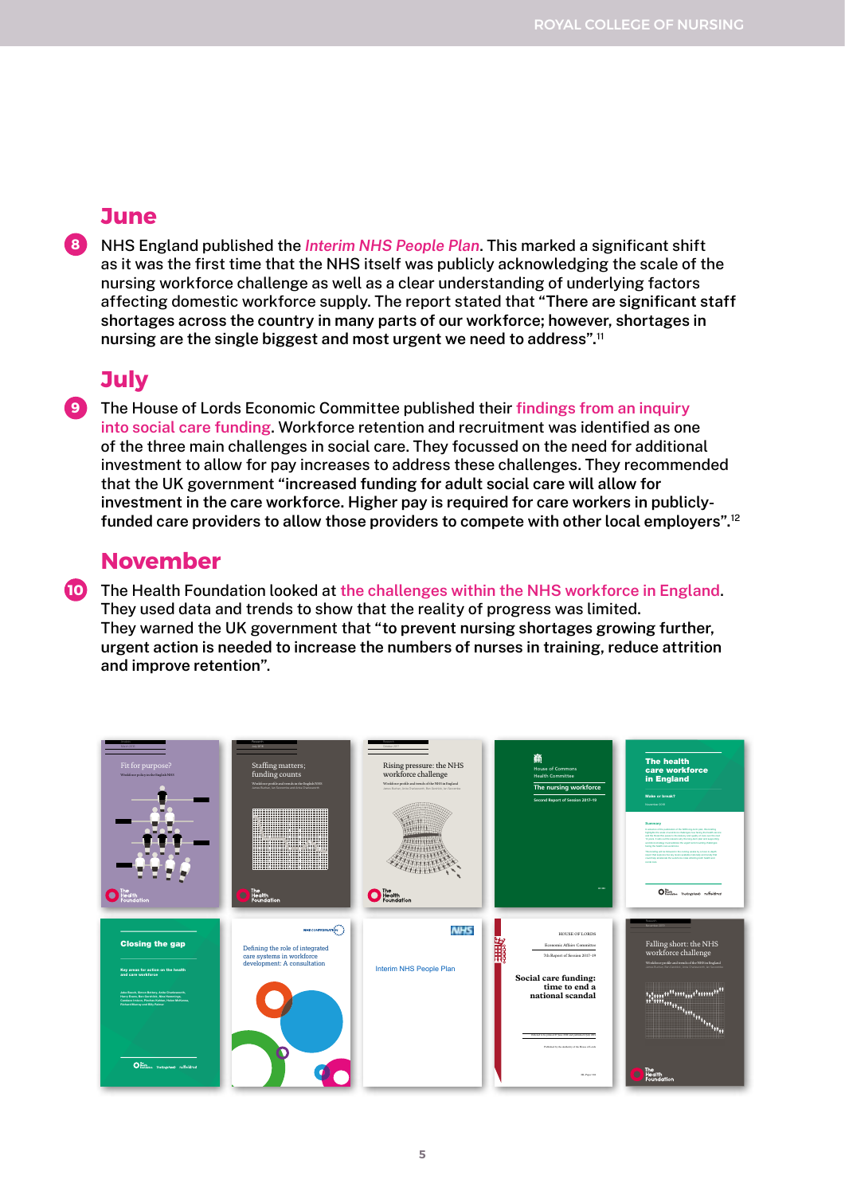## June

8. NHS England published the *Interim NHS People Plan*. This marked a significant shift as it was the first time that the NHS itself was publicly acknowledging the scale of the nursing workforce challenge as well as a clear understanding of underlying factors affecting domestic workforce supply. The report stated that **"There are significant staff shortages across the country in many parts of our workforce; however, shortages in nursing are the single biggest and most urgent we need to address".**[11]

## July

9. The House of Lords Economic Committee published their findings from an inquiry into social care funding. Workforce retention and recruitment was identified as one of the three main challenges in social care. They focussed on the need for additional investment to allow for pay increases to address these challenges. They recommended that the UK government **"increased funding for adult social care will allow for investment in the care workforce. Higher pay is required for care workers in publicly-funded care providers to allow those providers to compete with other local employers".**[12]

## November

10. The Health Foundation looked at the challenges within the NHS workforce in England. They used data and trends to show that the reality of progress was limited. They warned the UK government that **"to prevent nursing shortages growing further, urgent action is needed to increase the numbers of nurses in training, reduce attrition and improve retention".**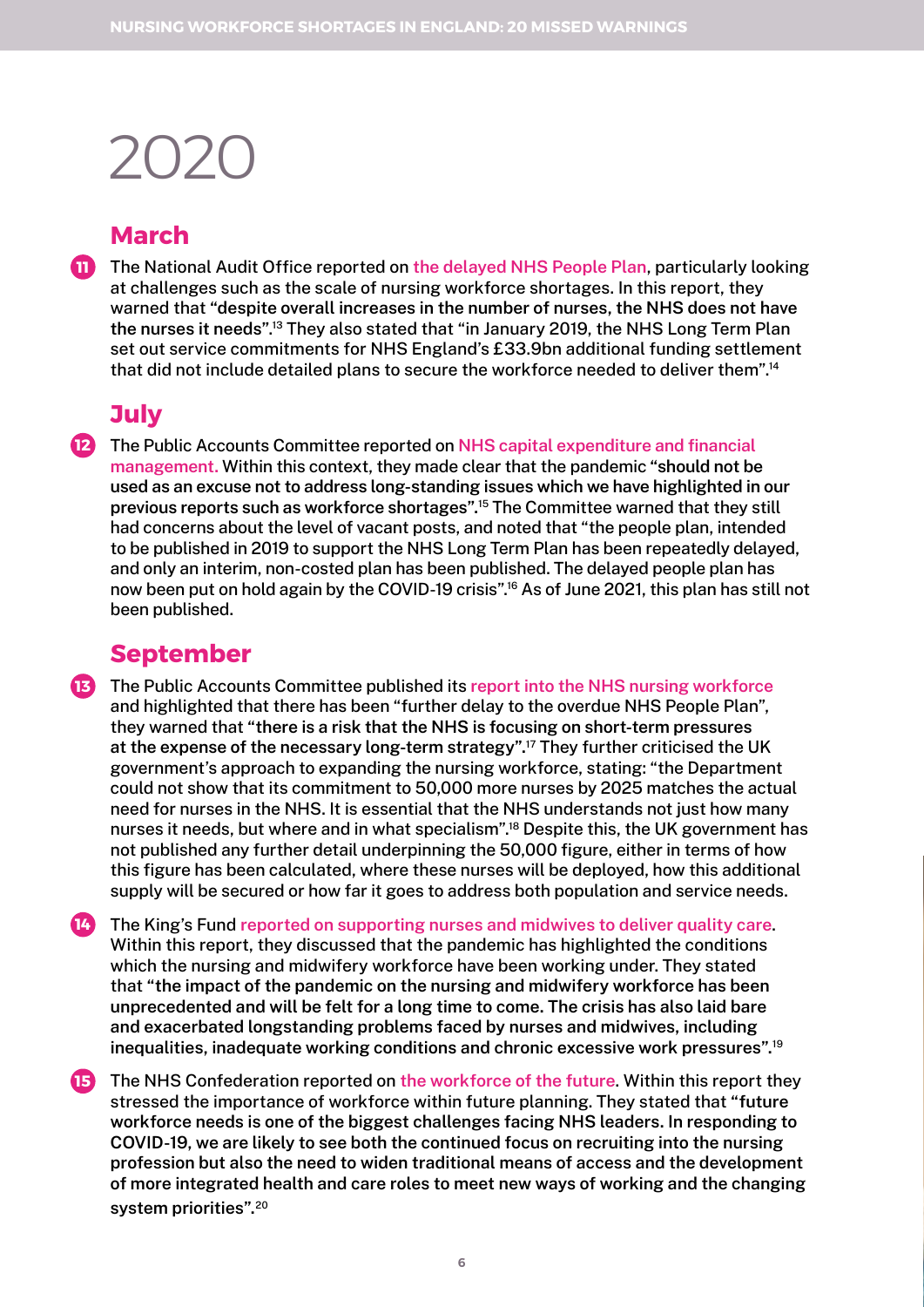# 2020

## March

11. The National Audit Office reported on the delayed NHS People Plan, particularly looking at challenges such as the scale of nursing workforce shortages. In this report, they warned that "**despite overall increases in the number of nurses, the NHS does not have the nurses it needs**".[13] They also stated that "in January 2019, the NHS Long Term Plan set out service commitments for NHS England's £33.9bn additional funding settlement that did not include detailed plans to secure the workforce needed to deliver them".[14]

## July

12. The Public Accounts Committee reported on NHS capital expenditure and financial management. Within this context, they made clear that the pandemic "**should not be used as an excuse not to address long-standing issues which we have highlighted in our previous reports such as workforce shortages**".[15] The Committee warned that they still had concerns about the level of vacant posts, and noted that "the people plan, intended to be published in 2019 to support the NHS Long Term Plan has been repeatedly delayed, and only an interim, non-costed plan has been published. The delayed people plan has now been put on hold again by the COVID-19 crisis".[16] As of June 2021, this plan has still not been published.

## September

13. The Public Accounts Committee published its report into the NHS nursing workforce and highlighted that there has been "further delay to the overdue NHS People Plan", they warned that "**there is a risk that the NHS is focusing on short-term pressures at the expense of the necessary long-term strategy**".[17] They further criticised the UK government's approach to expanding the nursing workforce, stating: "the Department could not show that its commitment to 50,000 more nurses by 2025 matches the actual need for nurses in the NHS. It is essential that the NHS understands not just how many nurses it needs, but where and in what specialism".[18] Despite this, the UK government has not published any further detail underpinning the 50,000 figure, either in terms of how this figure has been calculated, where these nurses will be deployed, how this additional supply will be secured or how far it goes to address both population and service needs.

14. The King's Fund reported on supporting nurses and midwives to deliver quality care. Within this report, they discussed that the pandemic has highlighted the conditions which the nursing and midwifery workforce have been working under. They stated that "**the impact of the pandemic on the nursing and midwifery workforce has been unprecedented and will be felt for a long time to come. The crisis has also laid bare and exacerbated longstanding problems faced by nurses and midwives, including inequalities, inadequate working conditions and chronic excessive work pressures**".[19]

15. The NHS Confederation reported on the workforce of the future. Within this report they stressed the importance of workforce within future planning. They stated that "**future workforce needs is one of the biggest challenges facing NHS leaders. In responding to COVID-19, we are likely to see both the continued focus on recruiting into the nursing profession but also the need to widen traditional means of access and the development of more integrated health and care roles to meet new ways of working and the changing system priorities**".[20]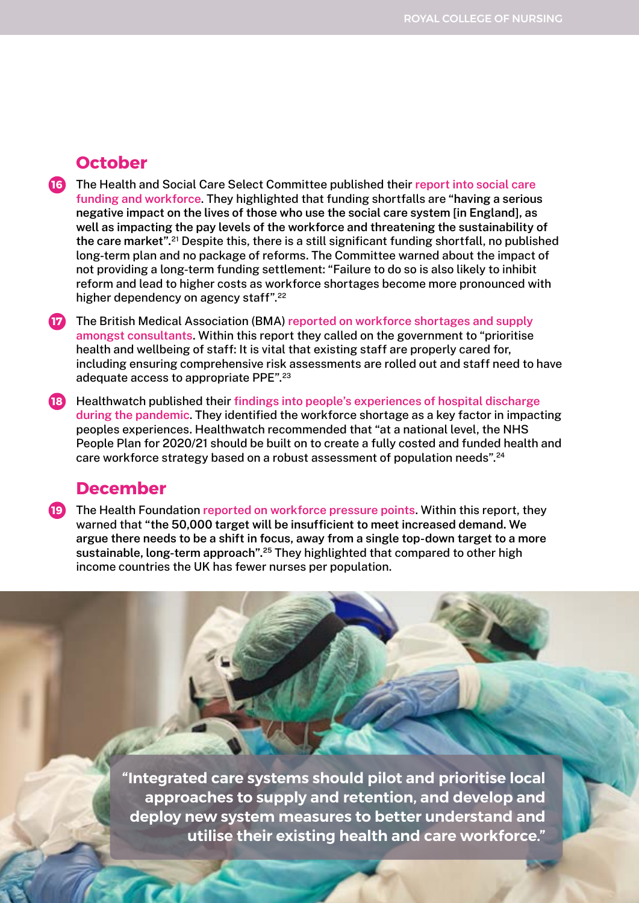## October

16. The Health and Social Care Select Committee published their report into social care funding and workforce. They highlighted that funding shortfalls are "**having a serious negative impact on the lives of those who use the social care system [in England], as well as impacting the pay levels of the workforce and threatening the sustainability of the care market**".[21] Despite this, there is a still significant funding shortfall, no published long-term plan and no package of reforms. The Committee warned about the impact of not providing a long-term funding settlement: "Failure to do so is also likely to inhibit reform and lead to higher costs as workforce shortages become more pronounced with higher dependency on agency staff".[22]

17. The British Medical Association (BMA) reported on workforce shortages and supply amongst consultants. Within this report they called on the government to "prioritise health and wellbeing of staff: It is vital that existing staff are properly cared for, including ensuring comprehensive risk assessments are rolled out and staff need to have adequate access to appropriate PPE".[23]

18. Healthwatch published their findings into people's experiences of hospital discharge during the pandemic. They identified the workforce shortage as a key factor in impacting peoples experiences. Healthwatch recommended that "at a national level, the NHS People Plan for 2020/21 should be built on to create a fully costed and funded health and care workforce strategy based on a robust assessment of population needs".[24]

## December

19. The Health Foundation reported on workforce pressure points. Within this report, they warned that "**the 50,000 target will be insufficient to meet increased demand. We argue there needs to be a shift in focus, away from a single top-down target to a more sustainable, long-term approach**".[25] They highlighted that compared to other high income countries the UK has fewer nurses per population.

**"Integrated care systems should pilot and prioritise local approaches to supply and retention, and develop and deploy new system measures to better understand and utilise their existing health and care workforce."**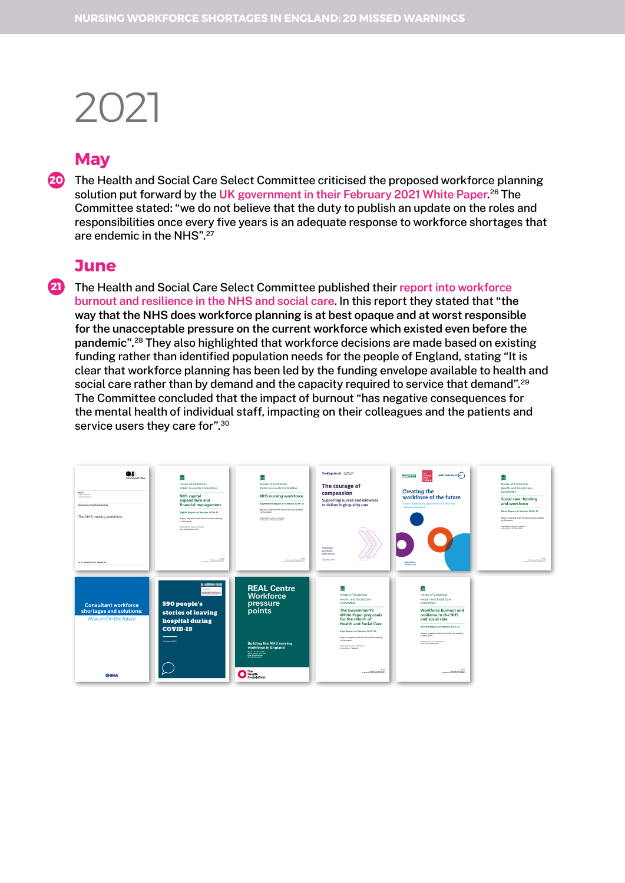# 2021

## May

**20** The Health and Social Care Select Committee criticised the proposed workforce planning solution put forward by the UK government in their February 2021 White Paper.[26] The Committee stated: "we do not believe that the duty to publish an update on the roles and responsibilities once every five years is an adequate response to workforce shortages that are endemic in the NHS".[27]

## June

**21** The Health and Social Care Select Committee published their report into workforce burnout and resilience in the NHS and social care. In this report they stated that **"the way that the NHS does workforce planning is at best opaque and at worst responsible for the unacceptable pressure on the current workforce which existed even before the pandemic"**.[28] They also highlighted that workforce decisions are made based on existing funding rather than identified population needs for the people of England, stating "It is clear that workforce planning has been led by the funding envelope available to health and social care rather than by demand and the capacity required to service that demand".[29] The Committee concluded that the impact of burnout "has negative consequences for the mental health of individual staff, impacting on their colleagues and the patients and service users they care for".[30]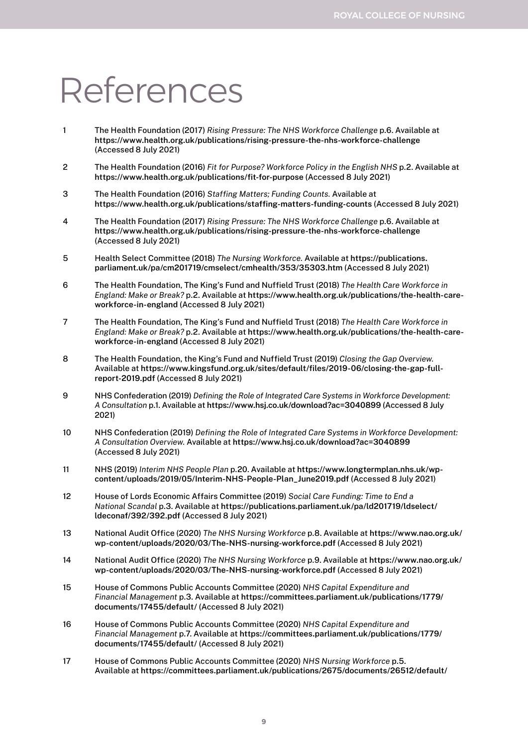# References

1. The Health Foundation (2017) *Rising Pressure: The NHS Workforce Challenge* p.6. Available at https://www.health.org.uk/publications/rising-pressure-the-nhs-workforce-challenge (Accessed 8 July 2021)

2. The Health Foundation (2016) *Fit for Purpose? Workforce Policy in the English NHS* p.2. Available at https://www.health.org.uk/publications/fit-for-purpose (Accessed 8 July 2021)

3. The Health Foundation (2016) *Staffing Matters; Funding Counts.* Available at https://www.health.org.uk/publications/staffing-matters-funding-counts (Accessed 8 July 2021)

4. The Health Foundation (2017) *Rising Pressure: The NHS Workforce Challenge* p.6. Available at https://www.health.org.uk/publications/rising-pressure-the-nhs-workforce-challenge (Accessed 8 July 2021)

5. Health Select Committee (2018) *The Nursing Workforce.* Available at https://publications.parliament.uk/pa/cm201719/cmselect/cmhealth/353/35303.htm (Accessed 8 July 2021)

6. The Health Foundation, The King's Fund and Nuffield Trust (2018) *The Health Care Workforce in England: Make or Break?* p.2. Available at https://www.health.org.uk/publications/the-health-care-workforce-in-england (Accessed 8 July 2021)

7. The Health Foundation, The King's Fund and Nuffield Trust (2018) *The Health Care Workforce in England: Make or Break?* p.2. Available at https://www.health.org.uk/publications/the-health-care-workforce-in-england (Accessed 8 July 2021)

8. The Health Foundation, the King's Fund and Nuffield Trust (2019) *Closing the Gap Overview.* Available at https://www.kingsfund.org.uk/sites/default/files/2019-06/closing-the-gap-full-report-2019.pdf (Accessed 8 July 2021)

9. NHS Confederation (2019) *Defining the Role of Integrated Care Systems in Workforce Development: A Consultation* p.1. Available at https://www.hsj.co.uk/download?ac=3040899 (Accessed 8 July 2021)

10. NHS Confederation (2019) *Defining the Role of Integrated Care Systems in Workforce Development: A Consultation Overview.* Available at https://www.hsj.co.uk/download?ac=3040899 (Accessed 8 July 2021)

11. NHS (2019) *Interim NHS People Plan* p.20. Available at https://www.longtermplan.nhs.uk/wp-content/uploads/2019/05/Interim-NHS-People-Plan_June2019.pdf (Accessed 8 July 2021)

12. House of Lords Economic Affairs Committee (2019) *Social Care Funding: Time to End a National Scandal* p.3. Available at https://publications.parliament.uk/pa/ld201719/ldselect/ldeconaf/392/392.pdf (Accessed 8 July 2021)

13. National Audit Office (2020) *The NHS Nursing Workforce* p.8. Available at https://www.nao.org.uk/wp-content/uploads/2020/03/The-NHS-nursing-workforce.pdf (Accessed 8 July 2021)

14. National Audit Office (2020) *The NHS Nursing Workforce* p.9. Available at https://www.nao.org.uk/wp-content/uploads/2020/03/The-NHS-nursing-workforce.pdf (Accessed 8 July 2021)

15. House of Commons Public Accounts Committee (2020) *NHS Capital Expenditure and Financial Management* p.3. Available at https://committees.parliament.uk/publications/1779/documents/17455/default/ (Accessed 8 July 2021)

16. House of Commons Public Accounts Committee (2020) *NHS Capital Expenditure and Financial Management* p.7. Available at https://committees.parliament.uk/publications/1779/documents/17455/default/ (Accessed 8 July 2021)

17. House of Commons Public Accounts Committee (2020) *NHS Nursing Workforce* p.5. Available at https://committees.parliament.uk/publications/2675/documents/26512/default/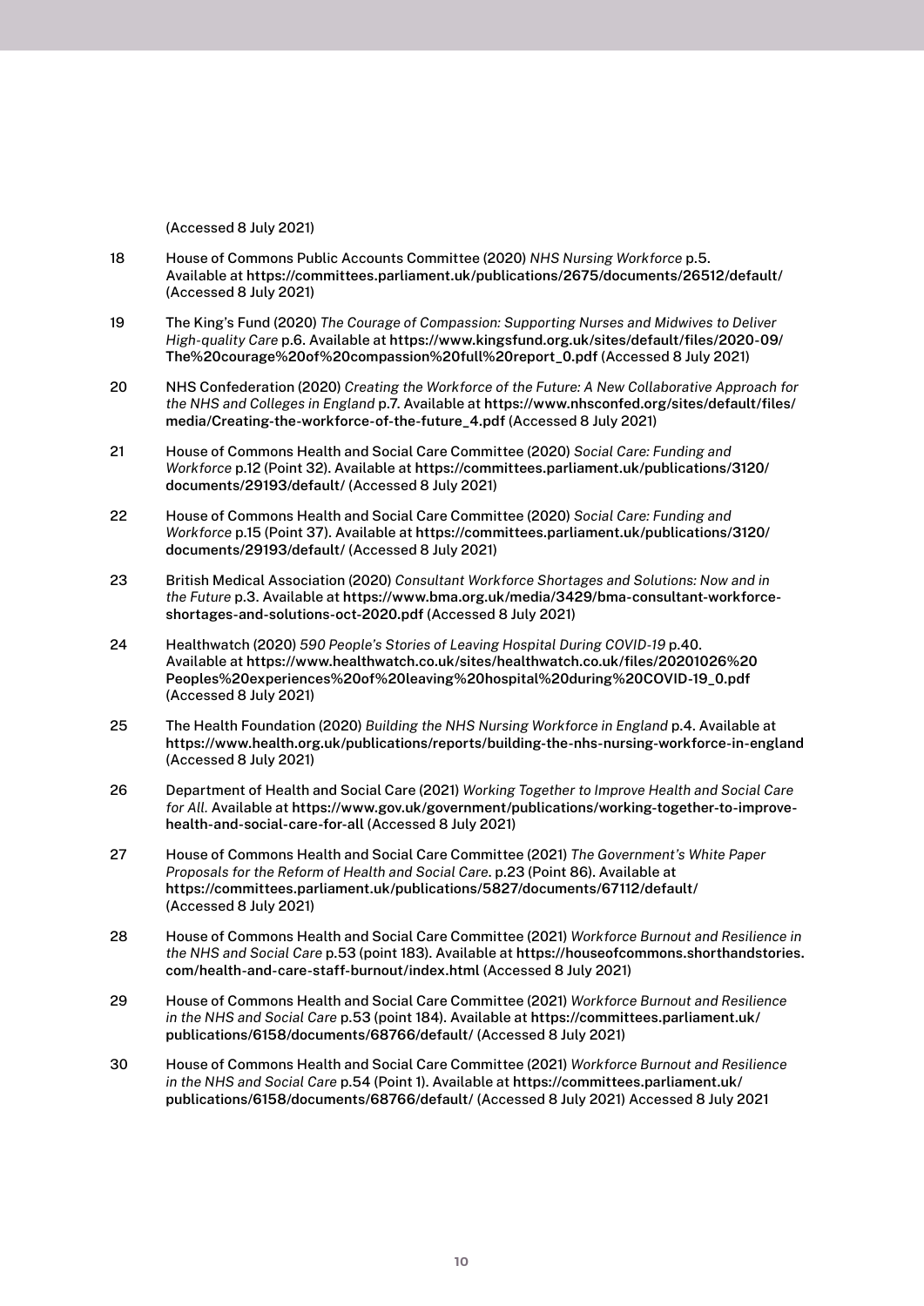(Accessed 8 July 2021)

18 House of Commons Public Accounts Committee (2020) *NHS Nursing Workforce* p.5. Available at https://committees.parliament.uk/publications/2675/documents/26512/default/ (Accessed 8 July 2021)

19 The King's Fund (2020) *The Courage of Compassion: Supporting Nurses and Midwives to Deliver High-quality Care* p.6. Available at https://www.kingsfund.org.uk/sites/default/files/2020-09/The%20courage%20of%20compassion%20full%20report_0.pdf (Accessed 8 July 2021)

20 NHS Confederation (2020) *Creating the Workforce of the Future: A New Collaborative Approach for the NHS and Colleges in England* p.7. Available at https://www.nhsconfed.org/sites/default/files/media/Creating-the-workforce-of-the-future_4.pdf (Accessed 8 July 2021)

21 House of Commons Health and Social Care Committee (2020) *Social Care: Funding and Workforce* p.12 (Point 32). Available at https://committees.parliament.uk/publications/3120/documents/29193/default/ (Accessed 8 July 2021)

22 House of Commons Health and Social Care Committee (2020) *Social Care: Funding and Workforce* p.15 (Point 37). Available at https://committees.parliament.uk/publications/3120/documents/29193/default/ (Accessed 8 July 2021)

23 British Medical Association (2020) *Consultant Workforce Shortages and Solutions: Now and in the Future* p.3. Available at https://www.bma.org.uk/media/3429/bma-consultant-workforce-shortages-and-solutions-oct-2020.pdf (Accessed 8 July 2021)

24 Healthwatch (2020) *590 People's Stories of Leaving Hospital During COVID-19* p.40. Available at https://www.healthwatch.co.uk/sites/healthwatch.co.uk/files/20201026%20Peoples%20experiences%20of%20leaving%20hospital%20during%20COVID-19_0.pdf (Accessed 8 July 2021)

25 The Health Foundation (2020) *Building the NHS Nursing Workforce in England* p.4. Available at https://www.health.org.uk/publications/reports/building-the-nhs-nursing-workforce-in-england (Accessed 8 July 2021)

26 Department of Health and Social Care (2021) *Working Together to Improve Health and Social Care for All.* Available at https://www.gov.uk/government/publications/working-together-to-improve-health-and-social-care-for-all (Accessed 8 July 2021)

27 House of Commons Health and Social Care Committee (2021) *The Government's White Paper Proposals for the Reform of Health and Social Care*. p.23 (Point 86). Available at https://committees.parliament.uk/publications/5827/documents/67112/default/ (Accessed 8 July 2021)

28 House of Commons Health and Social Care Committee (2021) *Workforce Burnout and Resilience in the NHS and Social Care* p.53 (point 183). Available at https://houseofcommons.shorthandstories.com/health-and-care-staff-burnout/index.html (Accessed 8 July 2021)

29 House of Commons Health and Social Care Committee (2021) *Workforce Burnout and Resilience in the NHS and Social Care* p.53 (point 184). Available at https://committees.parliament.uk/publications/6158/documents/68766/default/ (Accessed 8 July 2021)

30 House of Commons Health and Social Care Committee (2021) *Workforce Burnout and Resilience in the NHS and Social Care* p.54 (Point 1). Available at https://committees.parliament.uk/publications/6158/documents/68766/default/ (Accessed 8 July 2021) Accessed 8 July 2021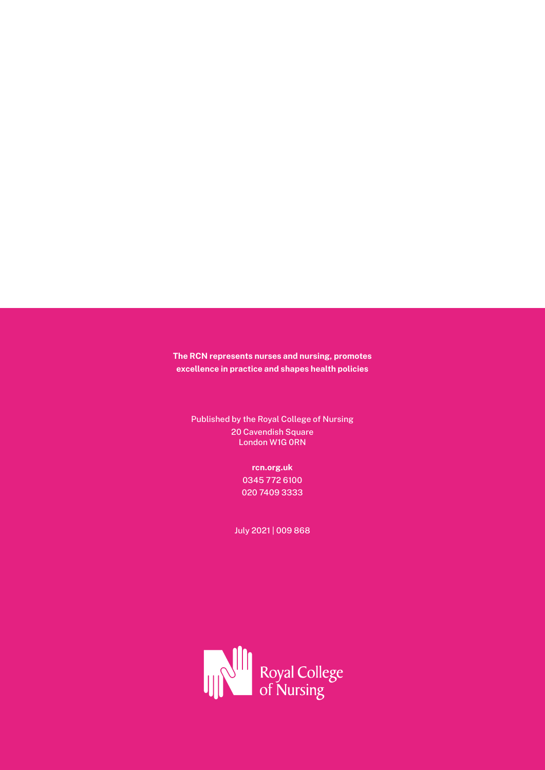**The RCN represents nurses and nursing, promotes excellence in practice and shapes health policies**

Published by the Royal College of Nursing
20 Cavendish Square
London W1G 0RN

**rcn.org.uk**
0345 772 6100
020 7409 3333

July 2021 | 009 868

Royal College of Nursing